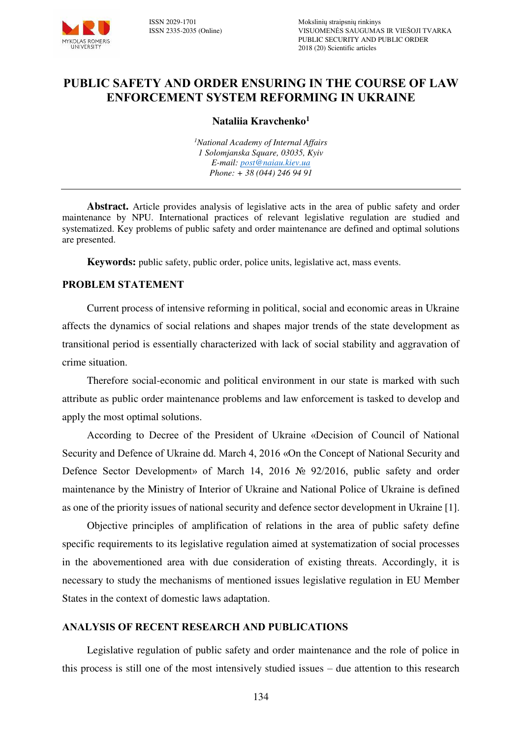# PUBLIC SAFETY AND ORDER ENSURING IN THE COURSE OF LAW ENFORCEMENT SYSTEM REFORMING IN UKRAINE

**Nataliia Kravchenko[1]**

*[1]National Academy of Internal Affairs*
*1 Solomjanska Square, 03035, Kyiv*
*E-mail: post@naiau.kiev.ua*
*Phone: + 38 (044) 246 94 91*

---

**Abstract.** Article provides analysis of legislative acts in the area of public safety and order maintenance by NPU. International practices of relevant legislative regulation are studied and systematized. Key problems of public safety and order maintenance are defined and optimal solutions are presented.

**Keywords:** public safety, public order, police units, legislative act, mass events.

## PROBLEM STATEMENT

Current process of intensive reforming in political, social and economic areas in Ukraine affects the dynamics of social relations and shapes major trends of the state development as transitional period is essentially characterized with lack of social stability and aggravation of crime situation.

Therefore social-economic and political environment in our state is marked with such attribute as public order maintenance problems and law enforcement is tasked to develop and apply the most optimal solutions.

According to Decree of the President of Ukraine «Decision of Council of National Security and Defence of Ukraine dd. March 4, 2016 «On the Concept of National Security and Defence Sector Development» of March 14, 2016 № 92/2016, public safety and order maintenance by the Ministry of Interior of Ukraine and National Police of Ukraine is defined as one of the priority issues of national security and defence sector development in Ukraine [1].

Objective principles of amplification of relations in the area of public safety define specific requirements to its legislative regulation aimed at systematization of social processes in the abovementioned area with due consideration of existing threats. Accordingly, it is necessary to study the mechanisms of mentioned issues legislative regulation in EU Member States in the context of domestic laws adaptation.

## ANALYSIS OF RECENT RESEARCH AND PUBLICATIONS

Legislative regulation of public safety and order maintenance and the role of police in this process is still one of the most intensively studied issues – due attention to this research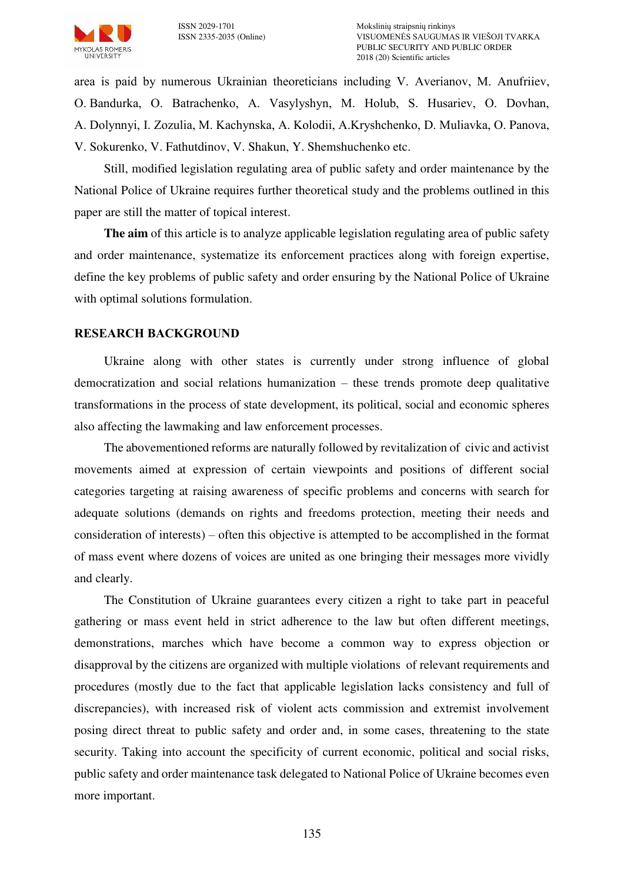area is paid by numerous Ukrainian theoreticians including V. Averianov, M. Anufriiev, O. Bandurka, O. Batrachenko, A. Vasylyshyn, M. Holub, S. Husariev, O. Dovhan, A. Dolynnyi, I. Zozulia, M. Kachynska, A. Kolodii, A.Kryshchenko, D. Muliavka, O. Panova, V. Sokurenko, V. Fathutdinov, V. Shakun, Y. Shemshuchenko etc.

Still, modified legislation regulating area of public safety and order maintenance by the National Police of Ukraine requires further theoretical study and the problems outlined in this paper are still the matter of topical interest.

**The aim** of this article is to analyze applicable legislation regulating area of public safety and order maintenance, systematize its enforcement practices along with foreign expertise, define the key problems of public safety and order ensuring by the National Police of Ukraine with optimal solutions formulation.

## RESEARCH BACKGROUND

Ukraine along with other states is currently under strong influence of global democratization and social relations humanization – these trends promote deep qualitative transformations in the process of state development, its political, social and economic spheres also affecting the lawmaking and law enforcement processes.

The abovementioned reforms are naturally followed by revitalization of civic and activist movements aimed at expression of certain viewpoints and positions of different social categories targeting at raising awareness of specific problems and concerns with search for adequate solutions (demands on rights and freedoms protection, meeting their needs and consideration of interests) – often this objective is attempted to be accomplished in the format of mass event where dozens of voices are united as one bringing their messages more vividly and clearly.

The Constitution of Ukraine guarantees every citizen a right to take part in peaceful gathering or mass event held in strict adherence to the law but often different meetings, demonstrations, marches which have become a common way to express objection or disapproval by the citizens are organized with multiple violations of relevant requirements and procedures (mostly due to the fact that applicable legislation lacks consistency and full of discrepancies), with increased risk of violent acts commission and extremist involvement posing direct threat to public safety and order and, in some cases, threatening to the state security. Taking into account the specificity of current economic, political and social risks, public safety and order maintenance task delegated to National Police of Ukraine becomes even more important.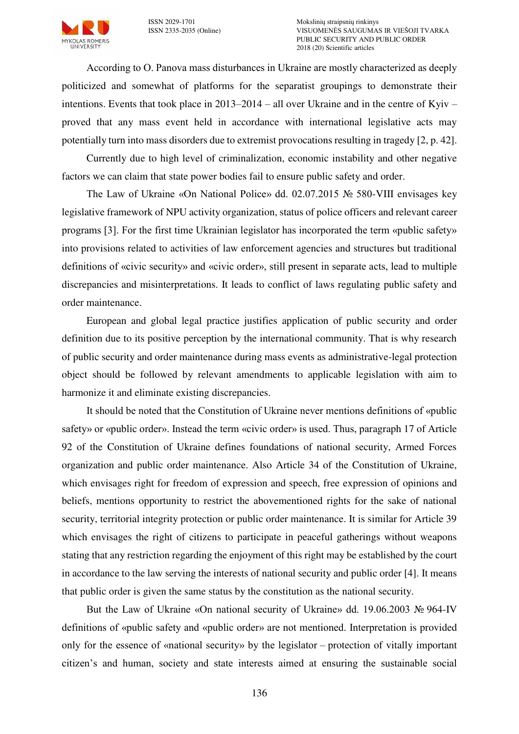According to O. Panova mass disturbances in Ukraine are mostly characterized as deeply politicized and somewhat of platforms for the separatist groupings to demonstrate their intentions. Events that took place in 2013–2014 – all over Ukraine and in the centre of Kyiv – proved that any mass event held in accordance with international legislative acts may potentially turn into mass disorders due to extremist provocations resulting in tragedy [2, p. 42].

Currently due to high level of criminalization, economic instability and other negative factors we can claim that state power bodies fail to ensure public safety and order.

The Law of Ukraine «On National Police» dd. 02.07.2015 № 580-VIII envisages key legislative framework of NPU activity organization, status of police officers and relevant career programs [3]. For the first time Ukrainian legislator has incorporated the term «public safety» into provisions related to activities of law enforcement agencies and structures but traditional definitions of «civic security» and «civic order», still present in separate acts, lead to multiple discrepancies and misinterpretations. It leads to conflict of laws regulating public safety and order maintenance.

European and global legal practice justifies application of public security and order definition due to its positive perception by the international community. That is why research of public security and order maintenance during mass events as administrative-legal protection object should be followed by relevant amendments to applicable legislation with aim to harmonize it and eliminate existing discrepancies.

It should be noted that the Constitution of Ukraine never mentions definitions of «public safety» or «public order». Instead the term «civic order» is used. Thus, paragraph 17 of Article 92 of the Constitution of Ukraine defines foundations of national security, Armed Forces organization and public order maintenance. Also Article 34 of the Constitution of Ukraine, which envisages right for freedom of expression and speech, free expression of opinions and beliefs, mentions opportunity to restrict the abovementioned rights for the sake of national security, territorial integrity protection or public order maintenance. It is similar for Article 39 which envisages the right of citizens to participate in peaceful gatherings without weapons stating that any restriction regarding the enjoyment of this right may be established by the court in accordance to the law serving the interests of national security and public order [4]. It means that public order is given the same status by the constitution as the national security.

But the Law of Ukraine «On national security of Ukraine» dd. 19.06.2003 № 964-IV definitions of «public safety and «public order» are not mentioned. Interpretation is provided only for the essence of «national security» by the legislator – protection of vitally important citizen's and human, society and state interests aimed at ensuring the sustainable social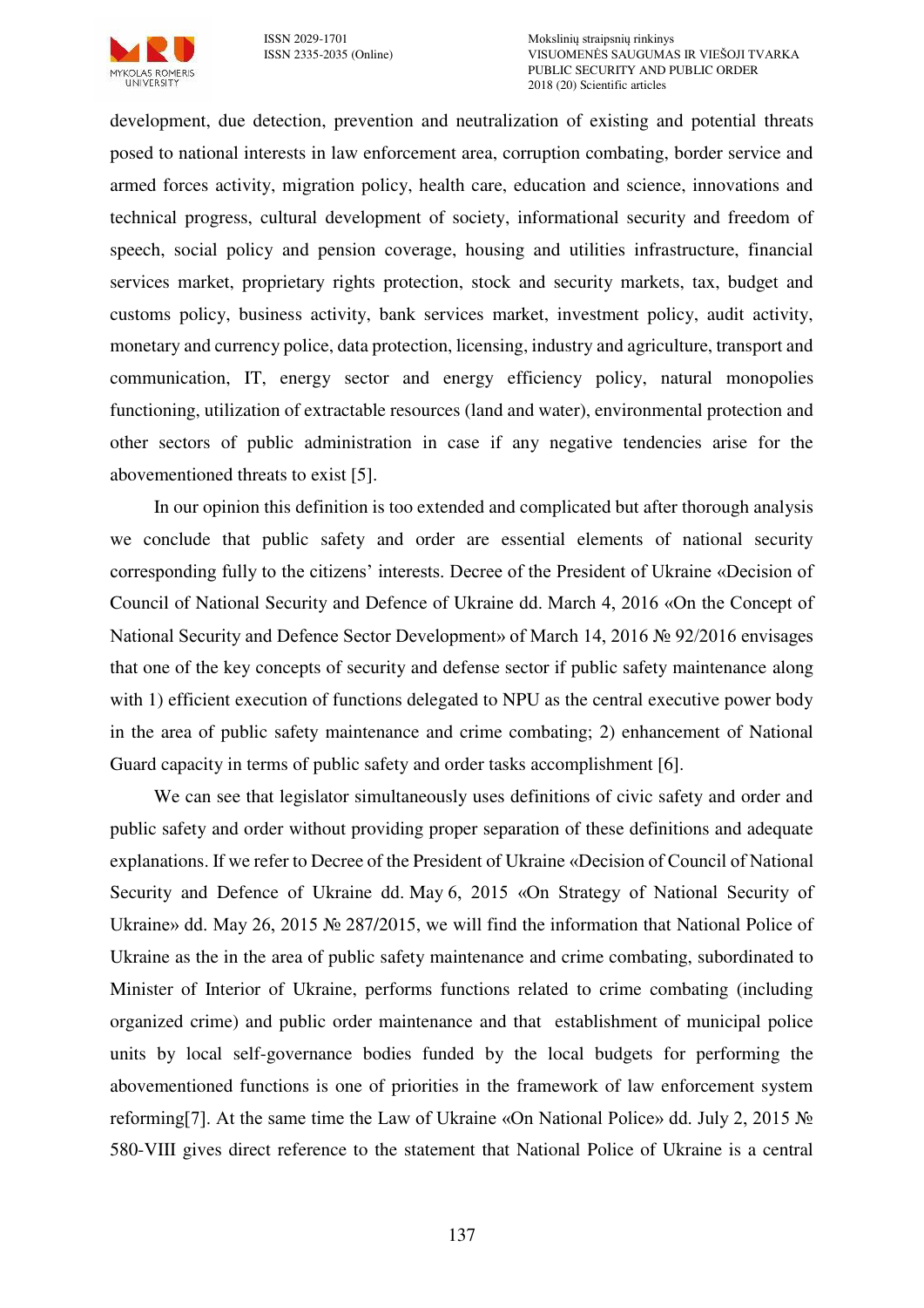development, due detection, prevention and neutralization of existing and potential threats posed to national interests in law enforcement area, corruption combating, border service and armed forces activity, migration policy, health care, education and science, innovations and technical progress, cultural development of society, informational security and freedom of speech, social policy and pension coverage, housing and utilities infrastructure, financial services market, proprietary rights protection, stock and security markets, tax, budget and customs policy, business activity, bank services market, investment policy, audit activity, monetary and currency police, data protection, licensing, industry and agriculture, transport and communication, IT, energy sector and energy efficiency policy, natural monopolies functioning, utilization of extractable resources (land and water), environmental protection and other sectors of public administration in case if any negative tendencies arise for the abovementioned threats to exist [5].

In our opinion this definition is too extended and complicated but after thorough analysis we conclude that public safety and order are essential elements of national security corresponding fully to the citizens' interests. Decree of the President of Ukraine «Decision of Council of National Security and Defence of Ukraine dd. March 4, 2016 «On the Concept of National Security and Defence Sector Development» of March 14, 2016 № 92/2016 envisages that one of the key concepts of security and defense sector if public safety maintenance along with 1) efficient execution of functions delegated to NPU as the central executive power body in the area of public safety maintenance and crime combating; 2) enhancement of National Guard capacity in terms of public safety and order tasks accomplishment [6].

We can see that legislator simultaneously uses definitions of civic safety and order and public safety and order without providing proper separation of these definitions and adequate explanations. If we refer to Decree of the President of Ukraine «Decision of Council of National Security and Defence of Ukraine dd. May 6, 2015 «On Strategy of National Security of Ukraine» dd. May 26, 2015 № 287/2015, we will find the information that National Police of Ukraine as the in the area of public safety maintenance and crime combating, subordinated to Minister of Interior of Ukraine, performs functions related to crime combating (including organized crime) and public order maintenance and that establishment of municipal police units by local self-governance bodies funded by the local budgets for performing the abovementioned functions is one of priorities in the framework of law enforcement system reforming[7]. At the same time the Law of Ukraine «On National Police» dd. July 2, 2015 № 580-VIII gives direct reference to the statement that National Police of Ukraine is a central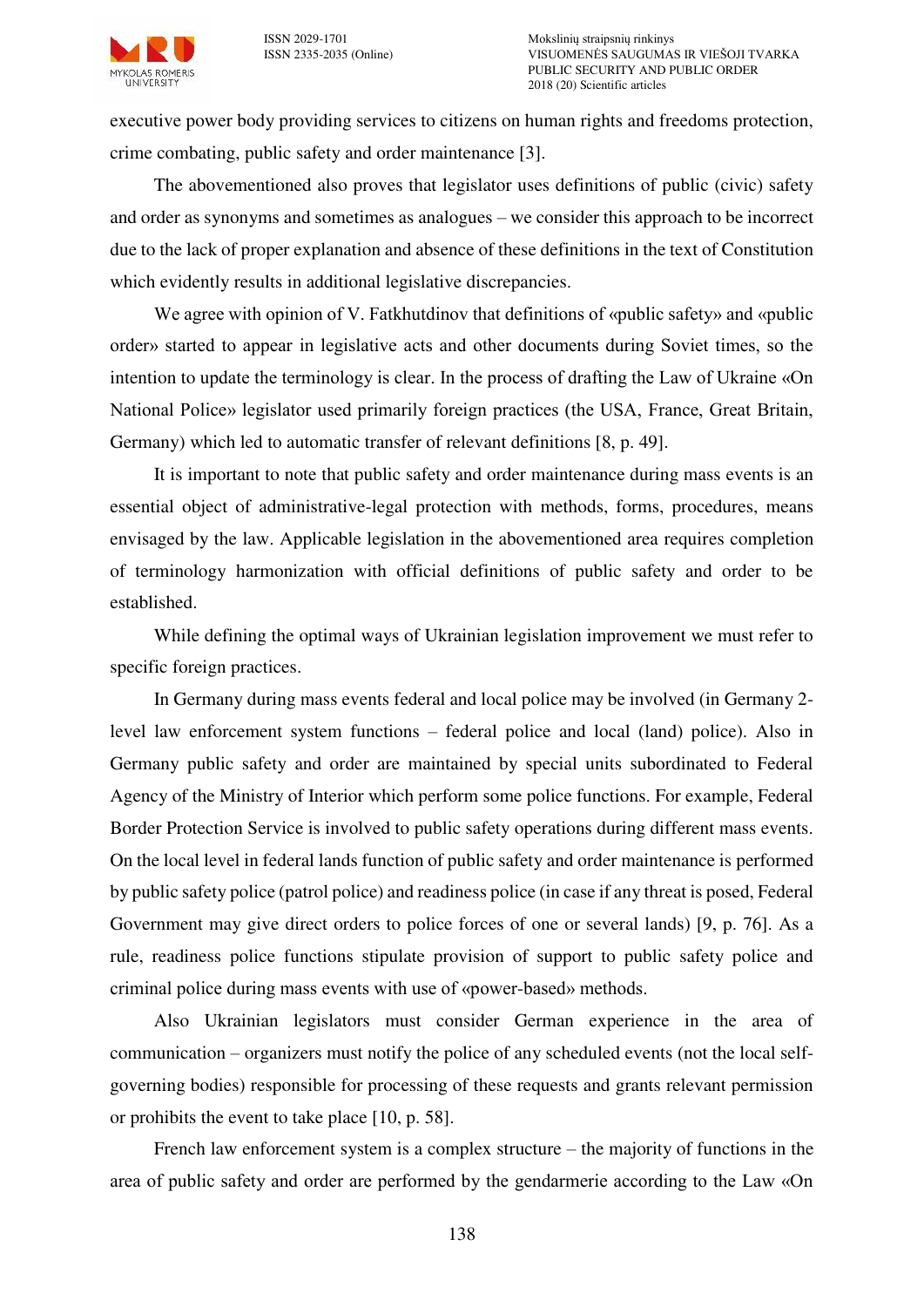executive power body providing services to citizens on human rights and freedoms protection, crime combating, public safety and order maintenance [3].

The abovementioned also proves that legislator uses definitions of public (civic) safety and order as synonyms and sometimes as analogues – we consider this approach to be incorrect due to the lack of proper explanation and absence of these definitions in the text of Constitution which evidently results in additional legislative discrepancies.

We agree with opinion of V. Fatkhutdinov that definitions of «public safety» and «public order» started to appear in legislative acts and other documents during Soviet times, so the intention to update the terminology is clear. In the process of drafting the Law of Ukraine «On National Police» legislator used primarily foreign practices (the USA, France, Great Britain, Germany) which led to automatic transfer of relevant definitions [8, p. 49].

It is important to note that public safety and order maintenance during mass events is an essential object of administrative-legal protection with methods, forms, procedures, means envisaged by the law. Applicable legislation in the abovementioned area requires completion of terminology harmonization with official definitions of public safety and order to be established.

While defining the optimal ways of Ukrainian legislation improvement we must refer to specific foreign practices.

In Germany during mass events federal and local police may be involved (in Germany 2-level law enforcement system functions – federal police and local (land) police). Also in Germany public safety and order are maintained by special units subordinated to Federal Agency of the Ministry of Interior which perform some police functions. For example, Federal Border Protection Service is involved to public safety operations during different mass events. On the local level in federal lands function of public safety and order maintenance is performed by public safety police (patrol police) and readiness police (in case if any threat is posed, Federal Government may give direct orders to police forces of one or several lands) [9, p. 76]. As a rule, readiness police functions stipulate provision of support to public safety police and criminal police during mass events with use of «power-based» methods.

Also Ukrainian legislators must consider German experience in the area of communication – organizers must notify the police of any scheduled events (not the local self-governing bodies) responsible for processing of these requests and grants relevant permission or prohibits the event to take place [10, p. 58].

French law enforcement system is a complex structure – the majority of functions in the area of public safety and order are performed by the gendarmerie according to the Law «On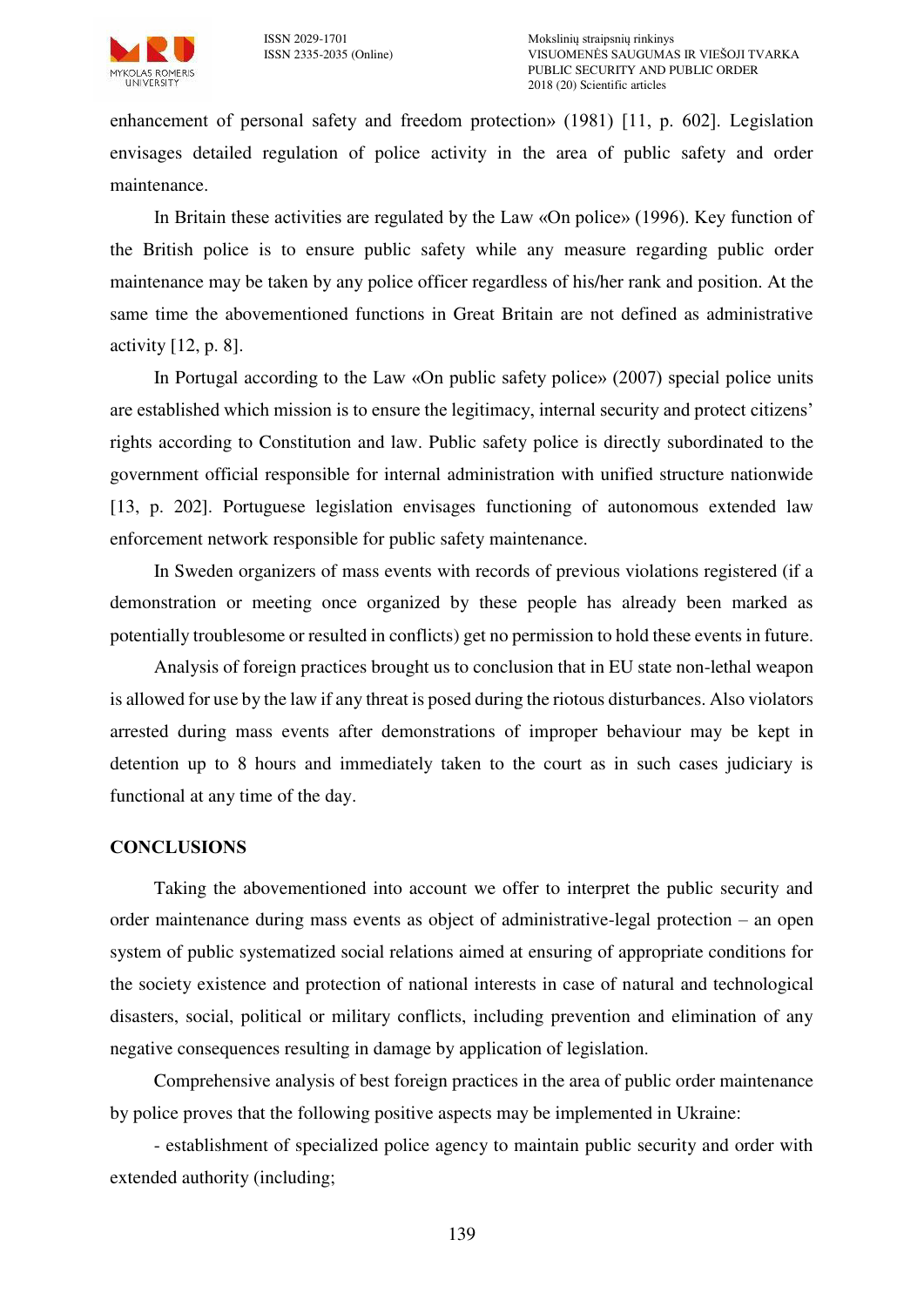enhancement of personal safety and freedom protection» (1981) [11, p. 602]. Legislation envisages detailed regulation of police activity in the area of public safety and order maintenance.

In Britain these activities are regulated by the Law «On police» (1996). Key function of the British police is to ensure public safety while any measure regarding public order maintenance may be taken by any police officer regardless of his/her rank and position. At the same time the abovementioned functions in Great Britain are not defined as administrative activity [12, p. 8].

In Portugal according to the Law «On public safety police» (2007) special police units are established which mission is to ensure the legitimacy, internal security and protect citizens' rights according to Constitution and law. Public safety police is directly subordinated to the government official responsible for internal administration with unified structure nationwide [13, p. 202]. Portuguese legislation envisages functioning of autonomous extended law enforcement network responsible for public safety maintenance.

In Sweden organizers of mass events with records of previous violations registered (if a demonstration or meeting once organized by these people has already been marked as potentially troublesome or resulted in conflicts) get no permission to hold these events in future.

Analysis of foreign practices brought us to conclusion that in EU state non-lethal weapon is allowed for use by the law if any threat is posed during the riotous disturbances. Also violators arrested during mass events after demonstrations of improper behaviour may be kept in detention up to 8 hours and immediately taken to the court as in such cases judiciary is functional at any time of the day.

## CONCLUSIONS

Taking the abovementioned into account we offer to interpret the public security and order maintenance during mass events as object of administrative-legal protection – an open system of public systematized social relations aimed at ensuring of appropriate conditions for the society existence and protection of national interests in case of natural and technological disasters, social, political or military conflicts, including prevention and elimination of any negative consequences resulting in damage by application of legislation.

Comprehensive analysis of best foreign practices in the area of public order maintenance by police proves that the following positive aspects may be implemented in Ukraine:

- establishment of specialized police agency to maintain public security and order with extended authority (including;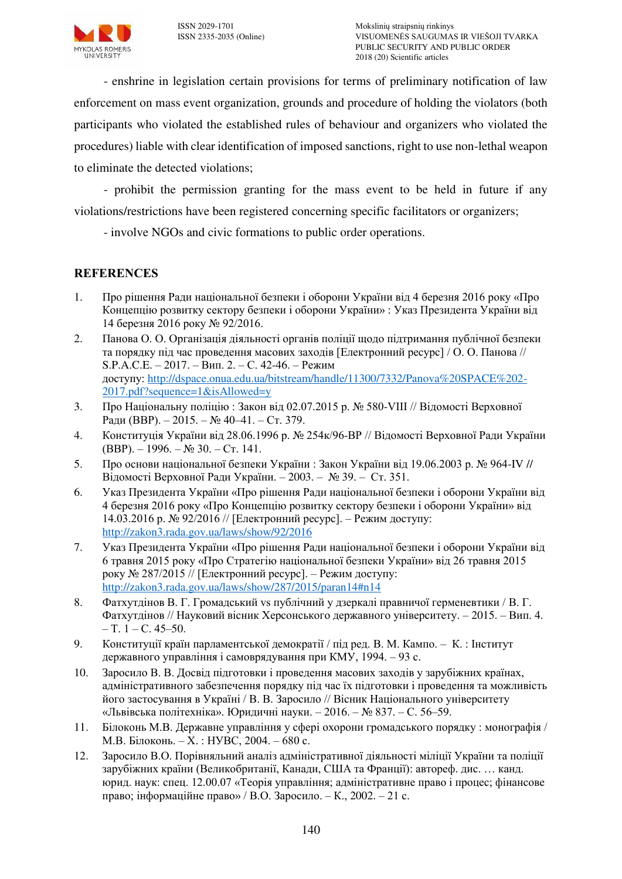- enshrine in legislation certain provisions for terms of preliminary notification of law enforcement on mass event organization, grounds and procedure of holding the violators (both participants who violated the established rules of behaviour and organizers who violated the procedures) liable with clear identification of imposed sanctions, right to use non-lethal weapon to eliminate the detected violations;

- prohibit the permission granting for the mass event to be held in future if any violations/restrictions have been registered concerning specific facilitators or organizers;

- involve NGOs and civic formations to public order operations.

## REFERENCES

1. Про рішення Ради національної безпеки і оборони України від 4 березня 2016 року «Про Концепцію розвитку сектору безпеки і оборони України» : Указ Президента України від 14 березня 2016 року № 92/2016.
2. Панова О. О. Організація діяльності органів поліції щодо підтримання публічної безпеки та порядку під час проведення масових заходів [Електронний ресурс] / О. О. Панова // S.P.A.C.E. – 2017. – Вип. 2. – С. 42-46. – Режим доступу: http://dspace.onua.edu.ua/bitstream/handle/11300/7332/Panova%20SPACE%202-2017.pdf?sequence=1&isAllowed=y
3. Про Національну поліцію : Закон від 02.07.2015 р. № 580-VIII // Відомості Верховної Ради (ВВР). – 2015. – № 40–41. – Ст. 379.
4. Конституція України від 28.06.1996 р. № 254к/96-ВР // Відомості Верховної Ради України (ВВР). – 1996. – № 30. – Ст. 141.
5. Про основи національної безпеки України : Закон України від 19.06.2003 р. № 964-IV // Відомості Верховної Ради України. – 2003. – № 39. – Ст. 351.
6. Указ Президента України «Про рішення Ради національної безпеки і оборони України від 4 березня 2016 року «Про Концепцію розвитку сектору безпеки і оборони України» від 14.03.2016 р. № 92/2016 // [Електронний ресурс]. – Режим доступу: http://zakon3.rada.gov.ua/laws/show/92/2016
7. Указ Президента України «Про рішення Ради національної безпеки і оборони України від 6 травня 2015 року «Про Стратегію національної безпеки України» від 26 травня 2015 року № 287/2015 // [Електронний ресурс]. – Режим доступу: http://zakon3.rada.gov.ua/laws/show/287/2015/paran14#n14
8. Фатхутдінов В. Г. Громадський vs публічний у дзеркалі правничої герменевтики / В. Г. Фатхутдінов // Науковий вісник Херсонського державного університету. – 2015. – Вип. 4. – Т. 1 – С. 45–50.
9. Конституції країн парламентської демократії / під ред. В. М. Кампо. – К. : Інститут державного управління і самоврядування при КМУ, 1994. – 93 с.
10. Заросило В. В. Досвід підготовки і проведення масових заходів у зарубіжних країнах, адміністративного забезпечення порядку під час їх підготовки і проведення та можливість його застосування в Україні / В. В. Заросило // Вісник Національного університету «Львівська політехніка». Юридичні науки. – 2016. – № 837. – С. 56–59.
11. Білоконь М.В. Державне управління у сфері охорони громадського порядку : монографія / М.В. Білоконь. – Х. : НУВС, 2004. – 680 с.
12. Заросило В.О. Порівняльний аналіз адміністративної діяльності міліції України та поліції зарубіжних країни (Великобританії, Канади, США та Франції): автореф. дис. … канд. юрид. наук: спец. 12.00.07 «Теорія управління; адміністративне право і процес; фінансове право; інформаційне право» / В.О. Заросило. – К., 2002. – 21 с.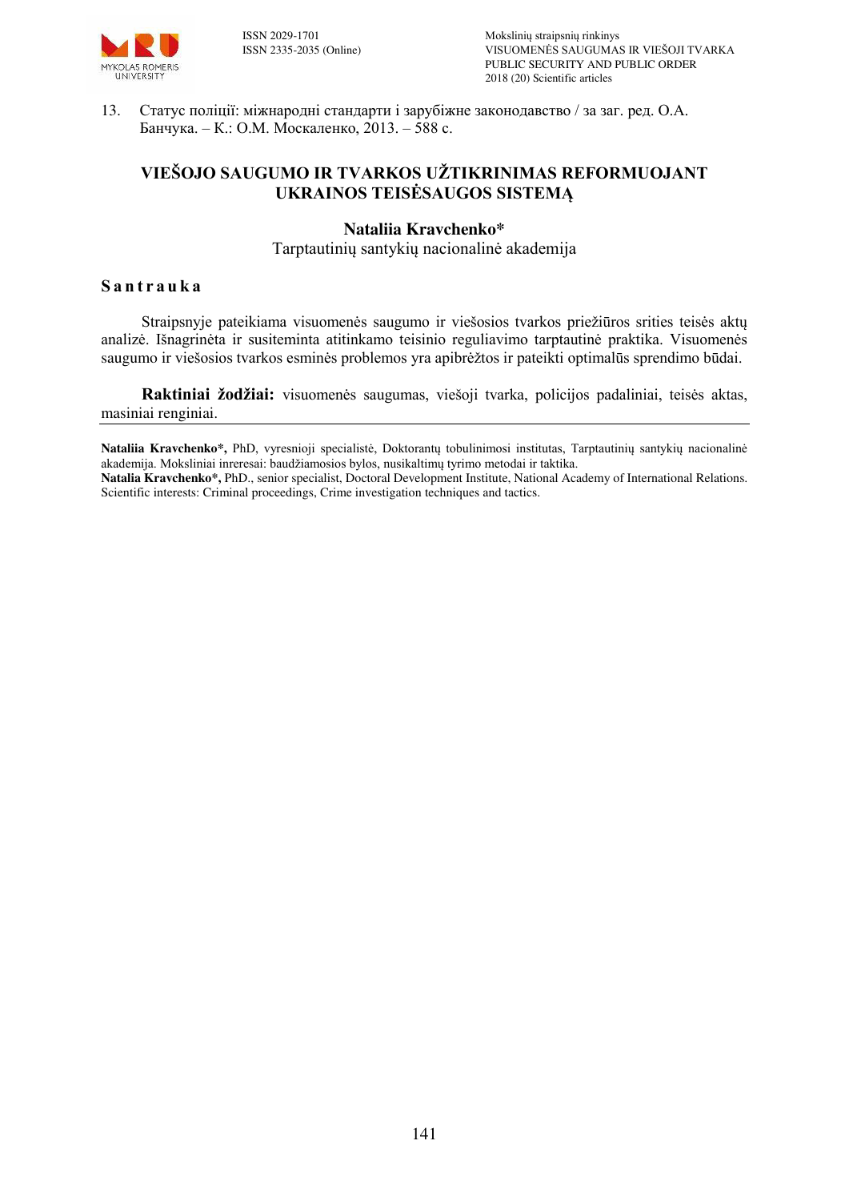13. Статус поліції: міжнародні стандарти і зарубіжне законодавство / за заг. ред. О.А. Банчука. – К.: О.М. Москаленко, 2013. – 588 с.

## VIEŠOJO SAUGUMO IR TVARKOS UŽTIKRINIMAS REFORMUOJANT UKRAINOS TEISĖSAUGOS SISTEMĄ

**Nataliia Kravchenko***

Tarptautinių santykių nacionalinė akademija

### Santrauka

Straipsnyje pateikiama visuomenės saugumo ir viešosios tvarkos priežiūros srities teisės aktų analizė. Išnagrinėta ir susiteminta atitinkamo teisinio reguliavimo tarptautinė praktika. Visuomenės saugumo ir viešosios tvarkos esminės problemos yra apibrėžtos ir pateikti optimalūs sprendimo būdai.

**Raktiniai žodžiai:** visuomenės saugumas, viešoji tvarka, policijos padaliniai, teisės aktas, masiniai renginiai.

---

**Nataliia Kravchenko*,** PhD, vyresnioji specialistė, Doktorantų tobulinimosi institutas, Tarptautinių santykių nacionalinė akademija. Moksliniai inreresai: baudžiamosios bylos, nusikaltimų tyrimo metodai ir taktika.

**Natalia Kravchenko*,** PhD., senior specialist, Doctoral Development Institute, National Academy of International Relations. Scientific interests: Criminal proceedings, Crime investigation techniques and tactics.